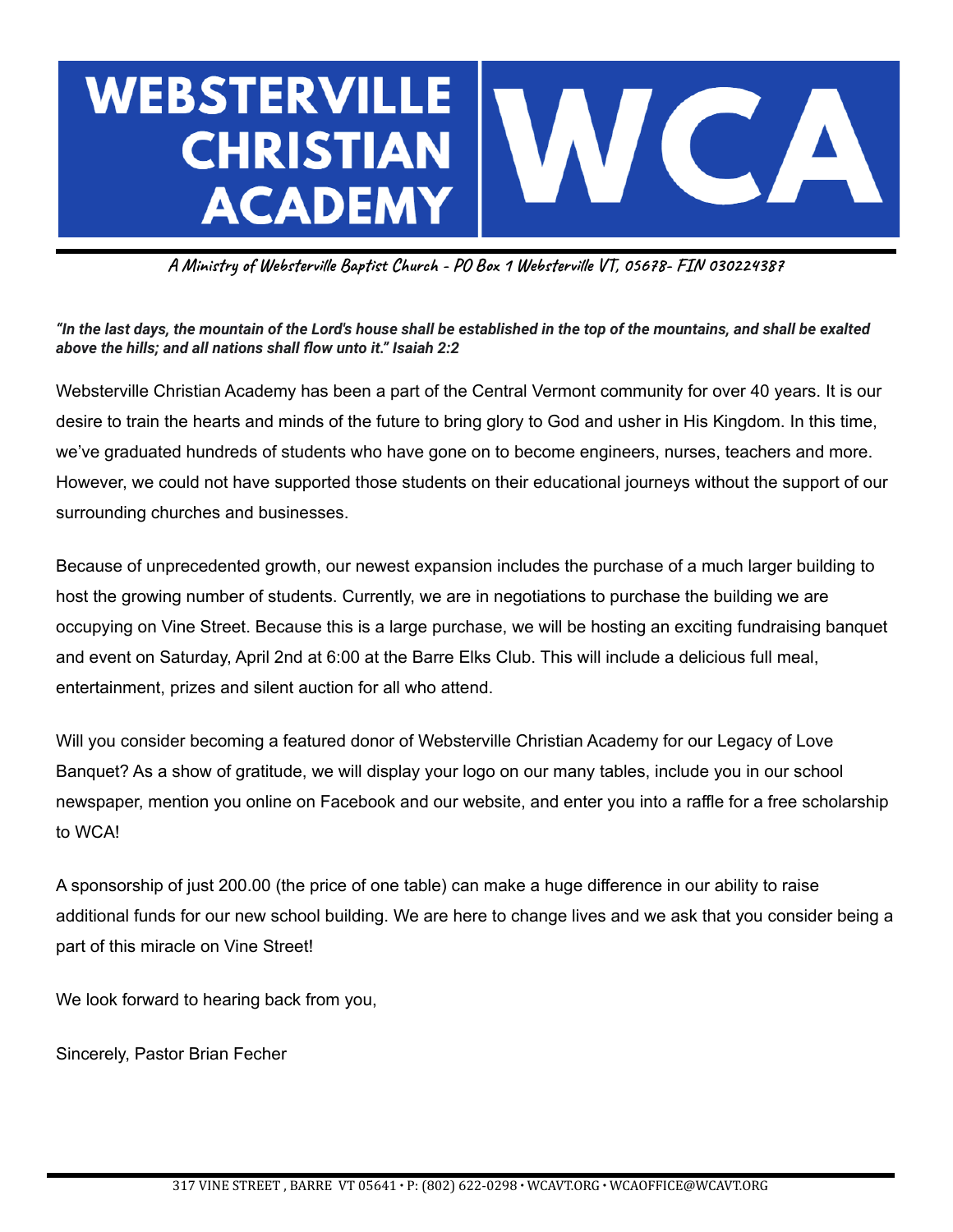# WEBSTERVILLE CHRISTIAN ACADEMY

# WCA

*A Ministry of Websterville Baptist Church - PO Box 1 Websterville VT, 05678- FIN 030224387*

***"In the last days, the mountain of the Lord's house shall be established in the top of the mountains, and shall be exalted above the hills; and all nations shall flow unto it." Isaiah 2:2***

Websterville Christian Academy has been a part of the Central Vermont community for over 40 years. It is our desire to train the hearts and minds of the future to bring glory to God and usher in His Kingdom. In this time, we've graduated hundreds of students who have gone on to become engineers, nurses, teachers and more. However, we could not have supported those students on their educational journeys without the support of our surrounding churches and businesses.

Because of unprecedented growth, our newest expansion includes the purchase of a much larger building to host the growing number of students. Currently, we are in negotiations to purchase the building we are occupying on Vine Street. Because this is a large purchase, we will be hosting an exciting fundraising banquet and event on Saturday, April 2nd at 6:00 at the Barre Elks Club. This will include a delicious full meal, entertainment, prizes and silent auction for all who attend.

Will you consider becoming a featured donor of Websterville Christian Academy for our Legacy of Love Banquet? As a show of gratitude, we will display your logo on our many tables, include you in our school newspaper, mention you online on Facebook and our website, and enter you into a raffle for a free scholarship to WCA!

A sponsorship of just 200.00 (the price of one table) can make a huge difference in our ability to raise additional funds for our new school building. We are here to change lives and we ask that you consider being a part of this miracle on Vine Street!

We look forward to hearing back from you,

Sincerely, Pastor Brian Fecher

317 VINE STREET , BARRE VT 05641 • P: (802) 622-0298 • WCAVT.ORG • WCAOFFICE@WCAVT.ORG